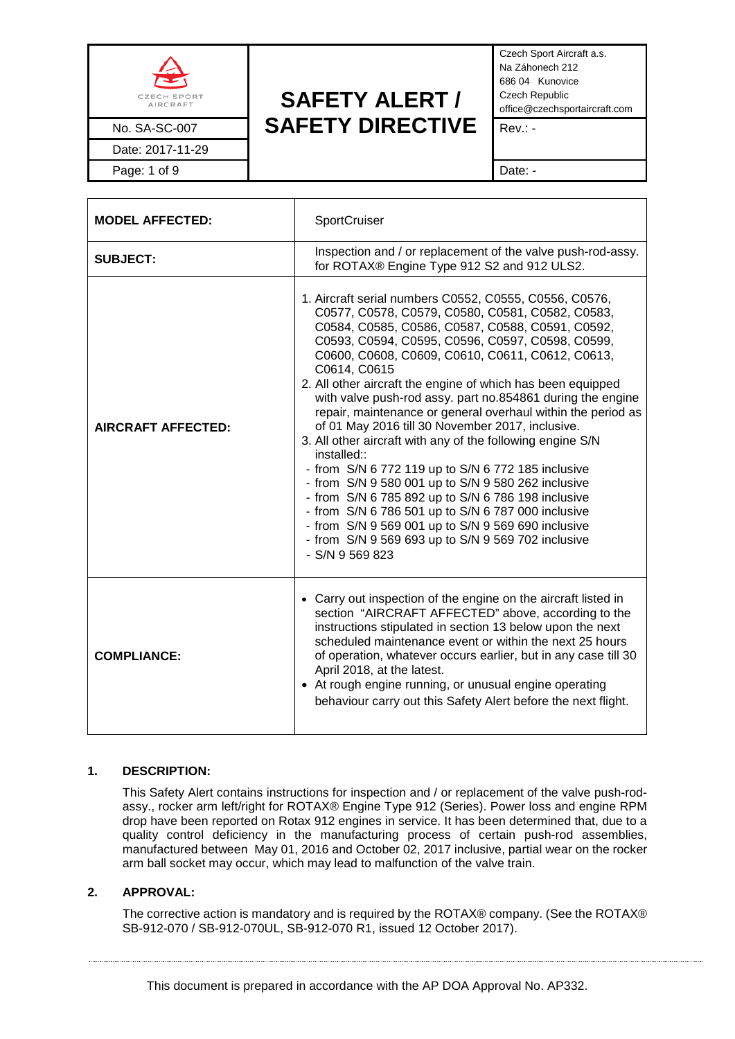| CZECH SPORT AIRCRAFT | **SAFETY ALERT / SAFETY DIRECTIVE** | Czech Sport Aircraft a.s. Na Záhonech 212 686 04 Kunovice Czech Republic office@czechsportaircraft.com |
|---|---|---|
| No. SA-SC-007 | | Rev.: - |
| Date: 2017-11-29 | | |
| | | Date: - |

| | |
|---|---|
| **MODEL AFFECTED:** | SportCruiser |
| **SUBJECT:** | Inspection and / or replacement of the valve push-rod-assy. for ROTAX® Engine Type 912 S2 and 912 ULS2. |
| **AIRCRAFT AFFECTED:** | 1. Aircraft serial numbers C0552, C0555, C0556, C0576, C0577, C0578, C0579, C0580, C0581, C0582, C0583, C0584, C0585, C0586, C0587, C0588, C0591, C0592, C0593, C0594, C0595, C0596, C0597, C0598, C0599, C0600, C0608, C0609, C0610, C0611, C0612, C0613, C0614, C0615<br>2. All other aircraft the engine of which has been equipped with valve push-rod assy. part no.854861 during the engine repair, maintenance or general overhaul within the period as of 01 May 2016 till 30 November 2017, inclusive.<br>3. All other aircraft with any of the following engine S/N installed::<br>- from S/N 6 772 119 up to S/N 6 772 185 inclusive<br>- from S/N 9 580 001 up to S/N 9 580 262 inclusive<br>- from S/N 6 785 892 up to S/N 6 786 198 inclusive<br>- from S/N 6 786 501 up to S/N 6 787 000 inclusive<br>- from S/N 9 569 001 up to S/N 9 569 690 inclusive<br>- from S/N 9 569 693 up to S/N 9 569 702 inclusive<br>- S/N 9 569 823 |
| **COMPLIANCE:** | • Carry out inspection of the engine on the aircraft listed in section "AIRCRAFT AFFECTED" above, according to the instructions stipulated in section 13 below upon the next scheduled maintenance event or within the next 25 hours of operation, whatever occurs earlier, but in any case till 30 April 2018, at the latest.<br>• At rough engine running, or unusual engine operating behaviour carry out this Safety Alert before the next flight. |

## 1. DESCRIPTION:

This Safety Alert contains instructions for inspection and / or replacement of the valve push-rod-assy., rocker arm left/right for ROTAX® Engine Type 912 (Series). Power loss and engine RPM drop have been reported on Rotax 912 engines in service. It has been determined that, due to a quality control deficiency in the manufacturing process of certain push-rod assemblies, manufactured between May 01, 2016 and October 02, 2017 inclusive, partial wear on the rocker arm ball socket may occur, which may lead to malfunction of the valve train.

## 2. APPROVAL:

The corrective action is mandatory and is required by the ROTAX® company. (See the ROTAX® SB-912-070 / SB-912-070UL, SB-912-070 R1, issued 12 October 2017).

This document is prepared in accordance with the AP DOA Approval No. AP332.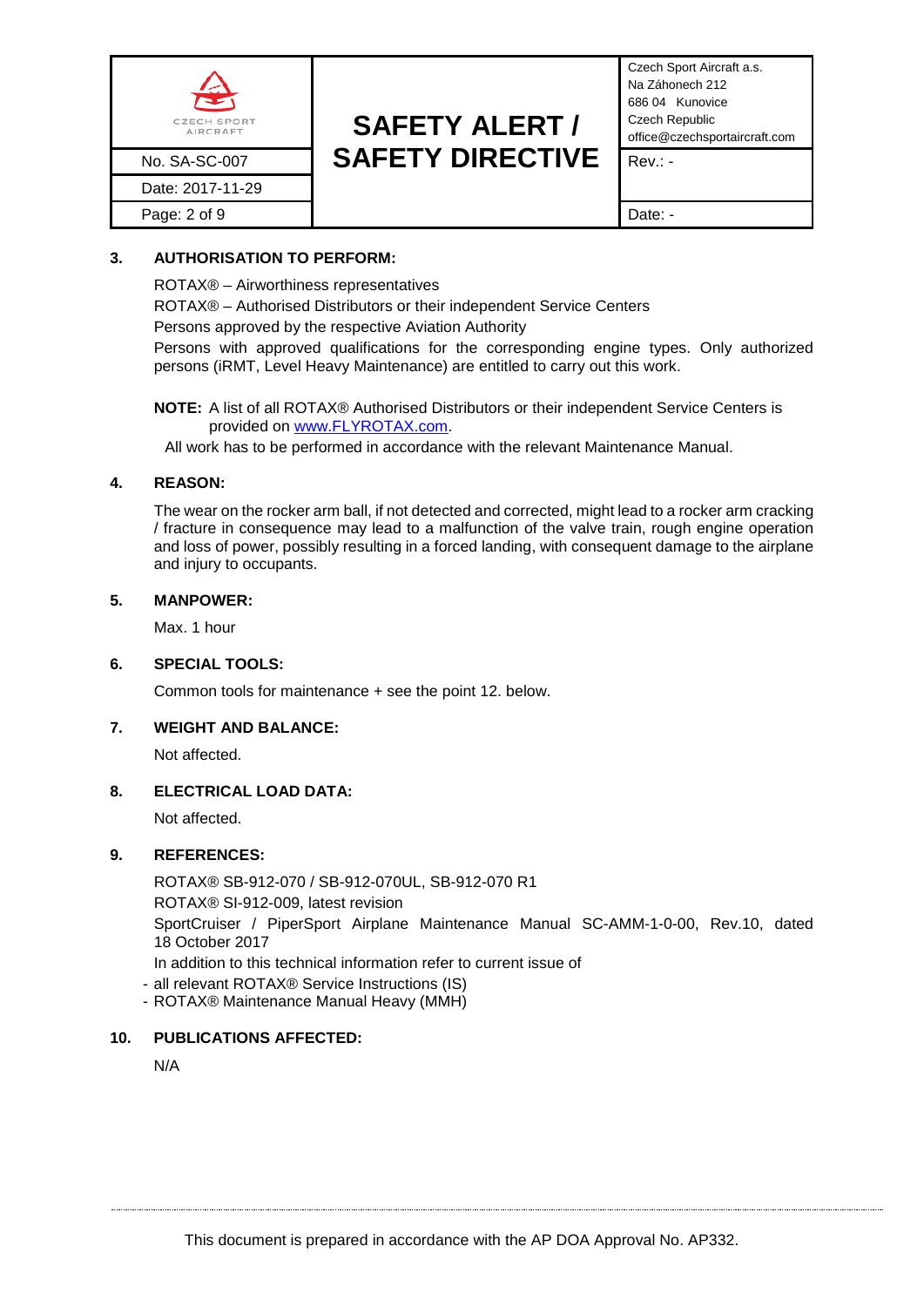## 3. AUTHORISATION TO PERFORM:

ROTAX® – Airworthiness representatives

ROTAX® – Authorised Distributors or their independent Service Centers

Persons approved by the respective Aviation Authority

Persons with approved qualifications for the corresponding engine types. Only authorized persons (iRMT, Level Heavy Maintenance) are entitled to carry out this work.

**NOTE:** A list of all ROTAX® Authorised Distributors or their independent Service Centers is provided on [www.FLYROTAX.com](http://www.FLYROTAX.com).

All work has to be performed in accordance with the relevant Maintenance Manual.

## 4. REASON:

The wear on the rocker arm ball, if not detected and corrected, might lead to a rocker arm cracking / fracture in consequence may lead to a malfunction of the valve train, rough engine operation and loss of power, possibly resulting in a forced landing, with consequent damage to the airplane and injury to occupants.

## 5. MANPOWER:

Max. 1 hour

## 6. SPECIAL TOOLS:

Common tools for maintenance + see the point 12. below.

## 7. WEIGHT AND BALANCE:

Not affected.

## 8. ELECTRICAL LOAD DATA:

Not affected.

## 9. REFERENCES:

ROTAX® SB-912-070 / SB-912-070UL, SB-912-070 R1

ROTAX® SI-912-009, latest revision

SportCruiser / PiperSport Airplane Maintenance Manual SC-AMM-1-0-00, Rev.10, dated 18 October 2017

In addition to this technical information refer to current issue of

- all relevant ROTAX® Service Instructions (IS)
- ROTAX® Maintenance Manual Heavy (MMH)

## 10. PUBLICATIONS AFFECTED:

N/A

This document is prepared in accordance with the AP DOA Approval No. AP332.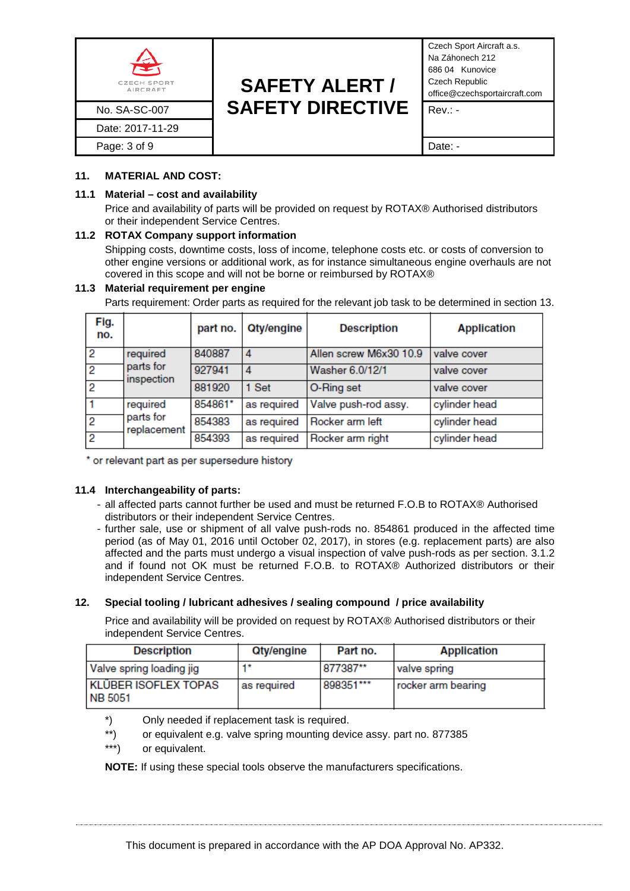## 11. MATERIAL AND COST:

### 11.1 Material – cost and availability

Price and availability of parts will be provided on request by ROTAX® Authorised distributors or their independent Service Centres.

### 11.2 ROTAX Company support information

Shipping costs, downtime costs, loss of income, telephone costs etc. or costs of conversion to other engine versions or additional work, as for instance simultaneous engine overhauls are not covered in this scope and will not be borne or reimbursed by ROTAX®

### 11.3 Material requirement per engine

Parts requirement: Order parts as required for the relevant job task to be determined in section 13.

| Fig. no. | | part no. | Qty/engine | Description | Application |
|---|---|---|---|---|---|
| 2 | required parts for inspection | 840887 | 4 | Allen screw M6x30 10.9 | valve cover |
| 2 | | 927941 | 4 | Washer 6.0/12/1 | valve cover |
| 2 | | 881920 | 1 Set | O-Ring set | valve cover |
| 1 | required parts for replacement | 854861* | as required | Valve push-rod assy. | cylinder head |
| 2 | | 854383 | as required | Rocker arm left | cylinder head |
| 2 | | 854393 | as required | Rocker arm right | cylinder head |

\* or relevant part as per supersedure history

### 11.4 Interchangeability of parts:

- all affected parts cannot further be used and must be returned F.O.B to ROTAX® Authorised distributors or their independent Service Centres.
- further sale, use or shipment of all valve push-rods no. 854861 produced in the affected time period (as of May 01, 2016 until October 02, 2017), in stores (e.g. replacement parts) are also affected and the parts must undergo a visual inspection of valve push-rods as per section. 3.1.2 and if found not OK must be returned F.O.B. to ROTAX® Authorized distributors or their independent Service Centres.

## 12. Special tooling / lubricant adhesives / sealing compound / price availability

Price and availability will be provided on request by ROTAX® Authorised distributors or their independent Service Centres.

| Description | Qty/engine | Part no. | Application |
|---|---|---|---|
| Valve spring loading jig | 1* | 877387** | valve spring |
| KLÜBER ISOFLEX TOPAS NB 5051 | as required | 898351*** | rocker arm bearing |

\*) Only needed if replacement task is required.

\**) or equivalent e.g. valve spring mounting device assy. part no. 877385

\***) or equivalent.

**NOTE:** If using these special tools observe the manufacturers specifications.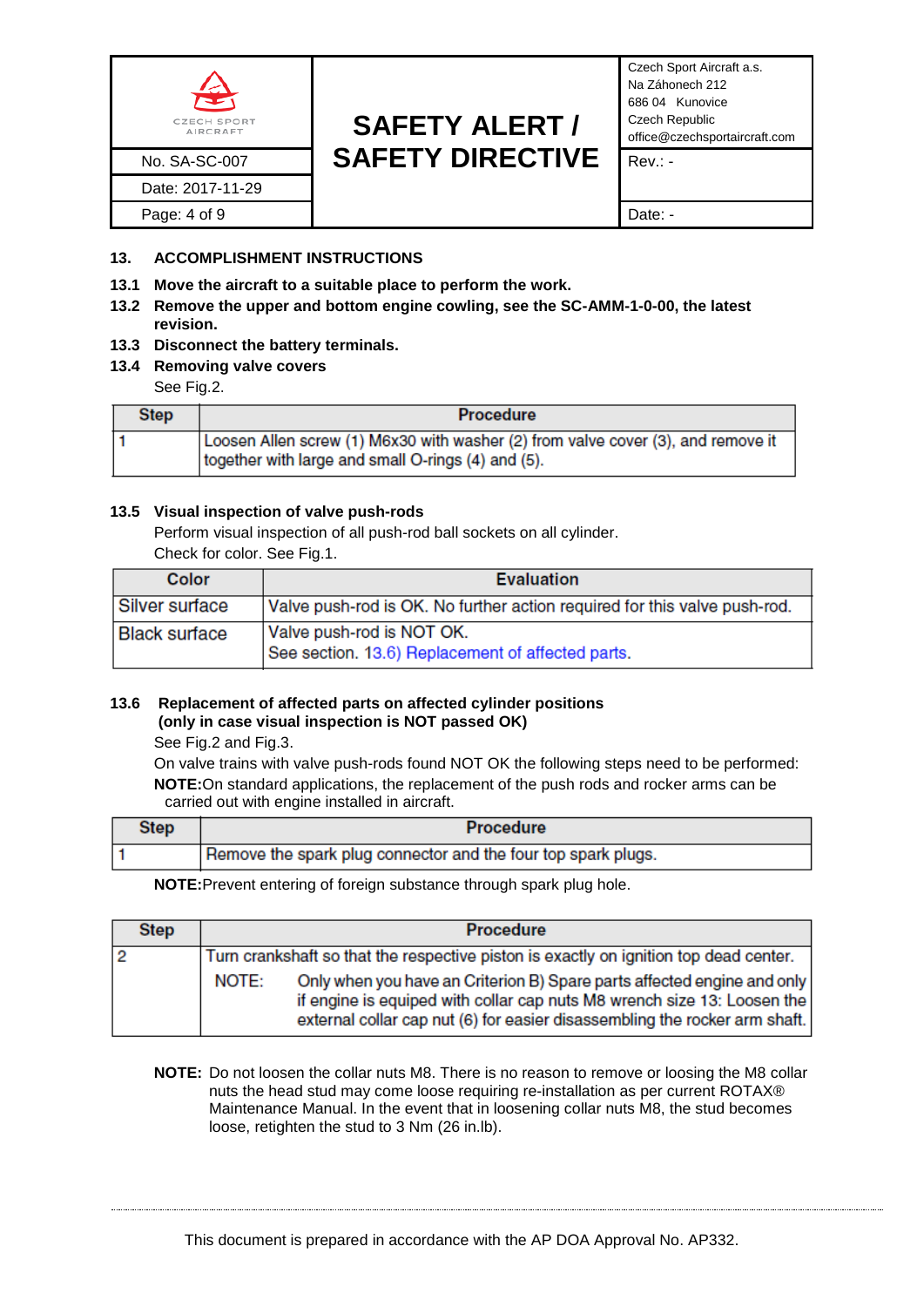## 13. ACCOMPLISHMENT INSTRUCTIONS

**13.1 Move the aircraft to a suitable place to perform the work.**

**13.2 Remove the upper and bottom engine cowling, see the SC-AMM-1-0-00, the latest revision.**

**13.3 Disconnect the battery terminals.**

**13.4 Removing valve covers**

See Fig.2.

| Step | Procedure |
|---|---|
| 1 | Loosen Allen screw (1) M6x30 with washer (2) from valve cover (3), and remove it together with large and small O-rings (4) and (5). |

**13.5 Visual inspection of valve push-rods**

Perform visual inspection of all push-rod ball sockets on all cylinder.

Check for color. See Fig.1.

| Color | Evaluation |
|---|---|
| Silver surface | Valve push-rod is OK. No further action required for this valve push-rod. |
| Black surface | Valve push-rod is NOT OK.<br>See section. 13.6) Replacement of affected parts. |

**13.6 Replacement of affected parts on affected cylinder positions (only in case visual inspection is NOT passed OK)**

See Fig.2 and Fig.3.

On valve trains with valve push-rods found NOT OK the following steps need to be performed:

**NOTE:**On standard applications, the replacement of the push rods and rocker arms can be carried out with engine installed in aircraft.

| Step | Procedure |
|---|---|
| 1 | Remove the spark plug connector and the four top spark plugs. |

**NOTE:**Prevent entering of foreign substance through spark plug hole.

| Step | Procedure |
|---|---|
| 2 | Turn crankshaft so that the respective piston is exactly on ignition top dead center.<br>NOTE: Only when you have an Criterion B) Spare parts affected engine and only if engine is equiped with collar cap nuts M8 wrench size 13: Loosen the external collar cap nut (6) for easier disassembling the rocker arm shaft. |

**NOTE:** Do not loosen the collar nuts M8. There is no reason to remove or loosing the M8 collar nuts the head stud may come loose requiring re-installation as per current ROTAX® Maintenance Manual. In the event that in loosening collar nuts M8, the stud becomes loose, retighten the stud to 3 Nm (26 in.lb).

This document is prepared in accordance with the AP DOA Approval No. AP332.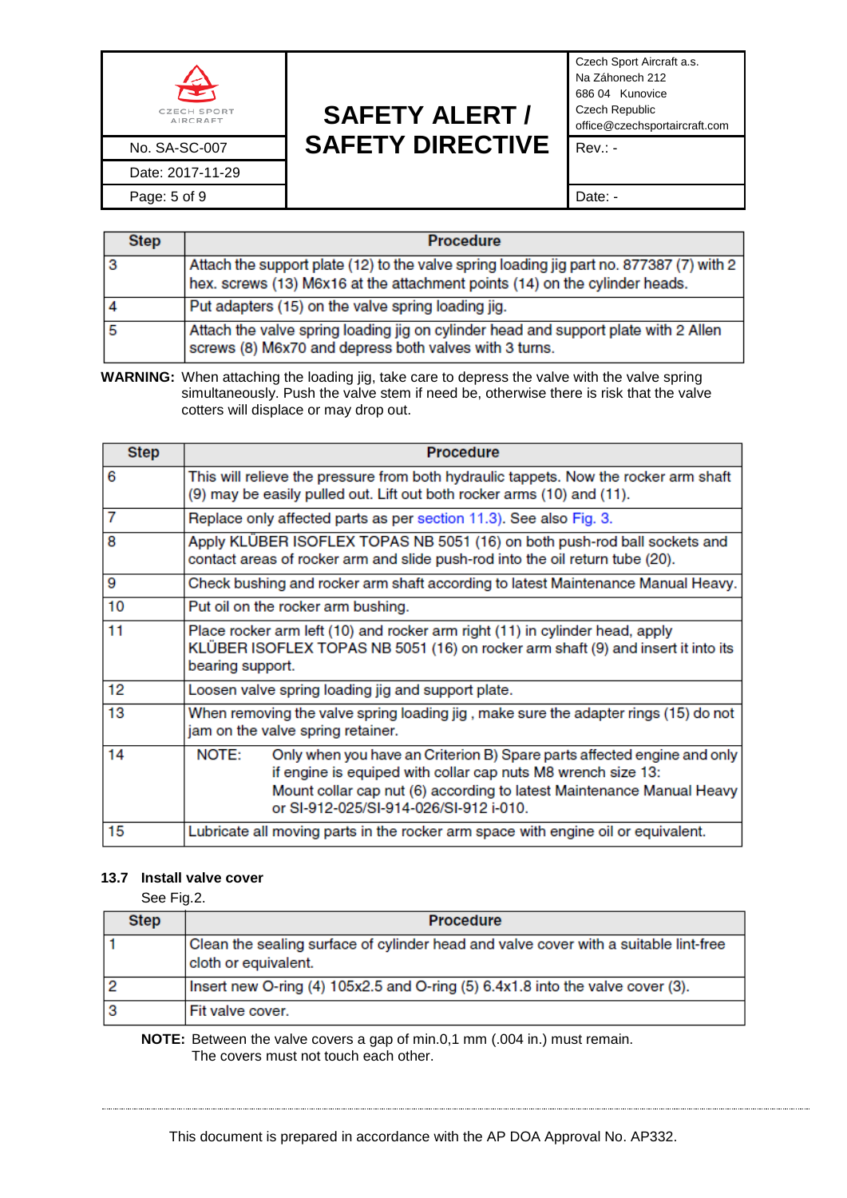| Step | Procedure |
| --- | --- |
| 3 | Attach the support plate (12) to the valve spring loading jig part no. 877387 (7) with 2 hex. screws (13) M6x16 at the attachment points (14) on the cylinder heads. |
| 4 | Put adapters (15) on the valve spring loading jig. |
| 5 | Attach the valve spring loading jig on cylinder head and support plate with 2 Allen screws (8) M6x70 and depress both valves with 3 turns. |

**WARNING:** When attaching the loading jig, take care to depress the valve with the valve spring simultaneously. Push the valve stem if need be, otherwise there is risk that the valve cotters will displace or may drop out.

| Step | Procedure |
| --- | --- |
| 6 | This will relieve the pressure from both hydraulic tappets. Now the rocker arm shaft (9) may be easily pulled out. Lift out both rocker arms (10) and (11). |
| 7 | Replace only affected parts as per section 11.3). See also Fig. 3. |
| 8 | Apply KLÜBER ISOFLEX TOPAS NB 5051 (16) on both push-rod ball sockets and contact areas of rocker arm and slide push-rod into the oil return tube (20). |
| 9 | Check bushing and rocker arm shaft according to latest Maintenance Manual Heavy. |
| 10 | Put oil on the rocker arm bushing. |
| 11 | Place rocker arm left (10) and rocker arm right (11) in cylinder head, apply KLÜBER ISOFLEX TOPAS NB 5051 (16) on rocker arm shaft (9) and insert it into its bearing support. |
| 12 | Loosen valve spring loading jig and support plate. |
| 13 | When removing the valve spring loading jig , make sure the adapter rings (15) do not jam on the valve spring retainer. |
| 14 | NOTE: Only when you have an Criterion B) Spare parts affected engine and only if engine is equiped with collar cap nuts M8 wrench size 13: Mount collar cap nut (6) according to latest Maintenance Manual Heavy or SI-912-025/SI-914-026/SI-912 i-010. |
| 15 | Lubricate all moving parts in the rocker arm space with engine oil or equivalent. |

### 13.7 Install valve cover

See Fig.2.

| Step | Procedure |
| --- | --- |
| 1 | Clean the sealing surface of cylinder head and valve cover with a suitable lint-free cloth or equivalent. |
| 2 | Insert new O-ring (4) 105x2.5 and O-ring (5) 6.4x1.8 into the valve cover (3). |
| 3 | Fit valve cover. |

**NOTE:** Between the valve covers a gap of min.0,1 mm (.004 in.) must remain. The covers must not touch each other.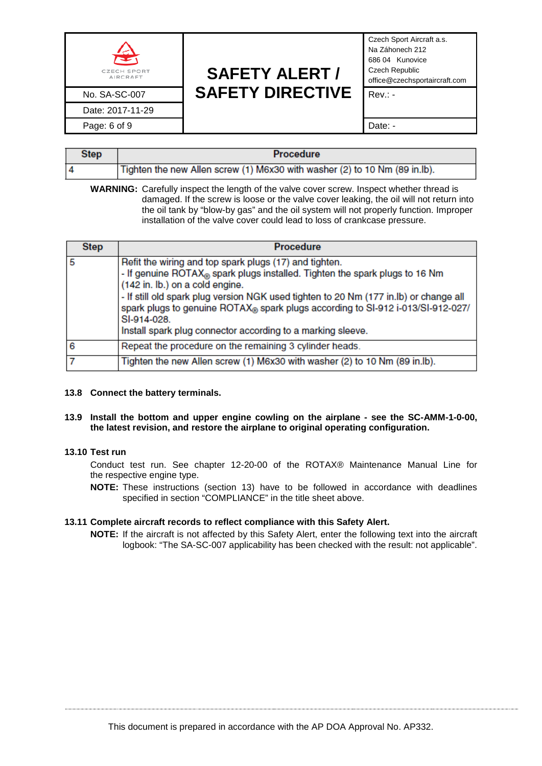| Step | Procedure |
| --- | --- |
| 4 | Tighten the new Allen screw (1) M6x30 with washer (2) to 10 Nm (89 in.lb). |

**WARNING:** Carefully inspect the length of the valve cover screw. Inspect whether thread is damaged. If the screw is loose or the valve cover leaking, the oil will not return into the oil tank by "blow-by gas" and the oil system will not properly function. Improper installation of the valve cover could lead to loss of crankcase pressure.

| Step | Procedure |
| --- | --- |
| 5 | Refit the wiring and top spark plugs (17) and tighten.<br>- If genuine ROTAX® spark plugs installed. Tighten the spark plugs to 16 Nm (142 in. lb.) on a cold engine.<br>- If still old spark plug version NGK used tighten to 20 Nm (177 in.lb) or change all spark plugs to genuine ROTAX® spark plugs according to SI-912 i-013/SI-912-027/ SI-914-028.<br>Install spark plug connector according to a marking sleeve. |
| 6 | Repeat the procedure on the remaining 3 cylinder heads. |
| 7 | Tighten the new Allen screw (1) M6x30 with washer (2) to 10 Nm (89 in.lb). |

**13.8 Connect the battery terminals.**

**13.9 Install the bottom and upper engine cowling on the airplane - see the SC-AMM-1-0-00, the latest revision, and restore the airplane to original operating configuration.**

**13.10 Test run**

Conduct test run. See chapter 12-20-00 of the ROTAX® Maintenance Manual Line for the respective engine type.

**NOTE:** These instructions (section 13) have to be followed in accordance with deadlines specified in section "COMPLIANCE" in the title sheet above.

**13.11 Complete aircraft records to reflect compliance with this Safety Alert.**

**NOTE:** If the aircraft is not affected by this Safety Alert, enter the following text into the aircraft logbook: "The SA-SC-007 applicability has been checked with the result: not applicable".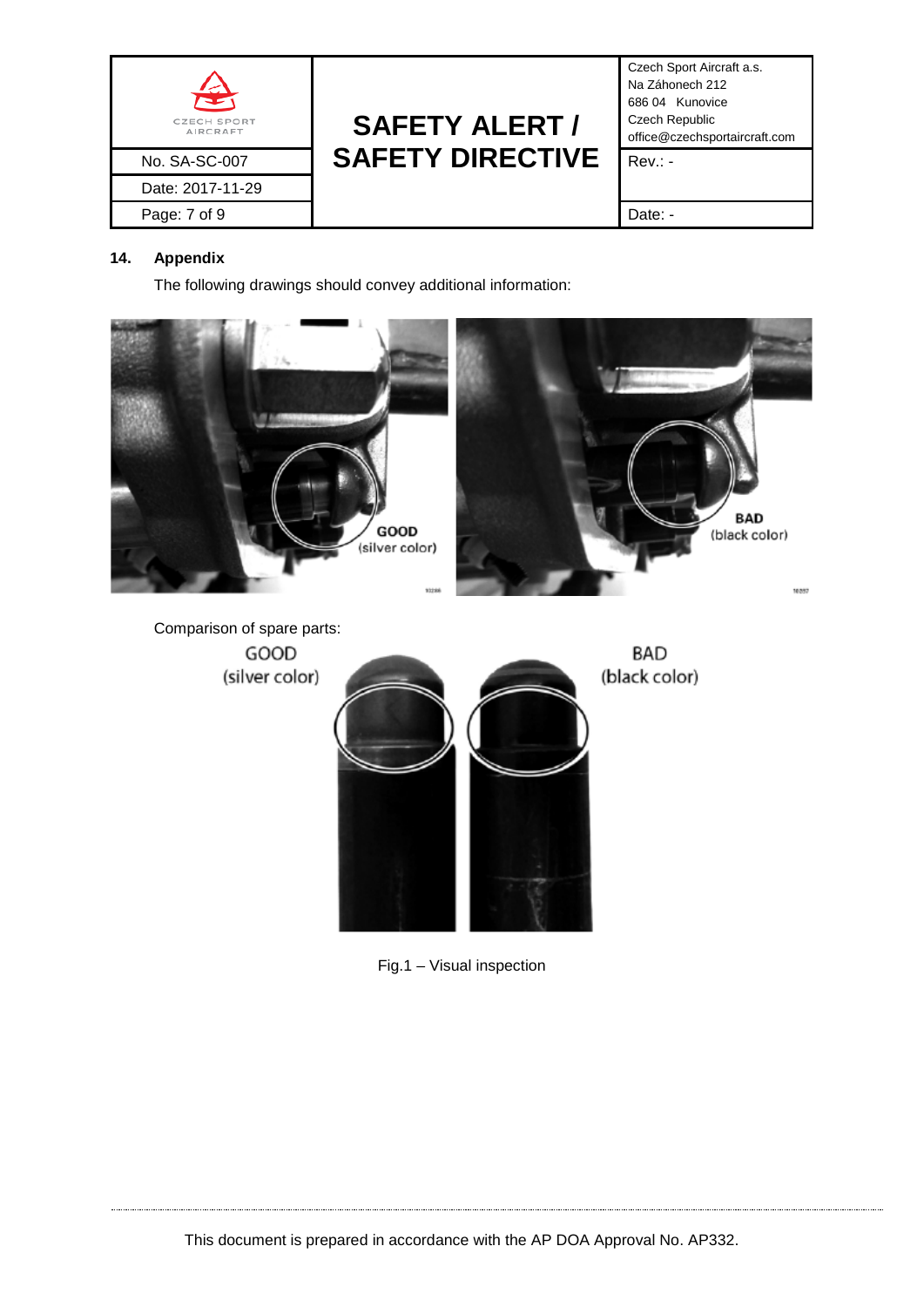## 14. Appendix

The following drawings should convey additional information:

GOOD (silver color)

BAD (black color)

Comparison of spare parts:

GOOD (silver color)

BAD (black color)

Fig.1 – Visual inspection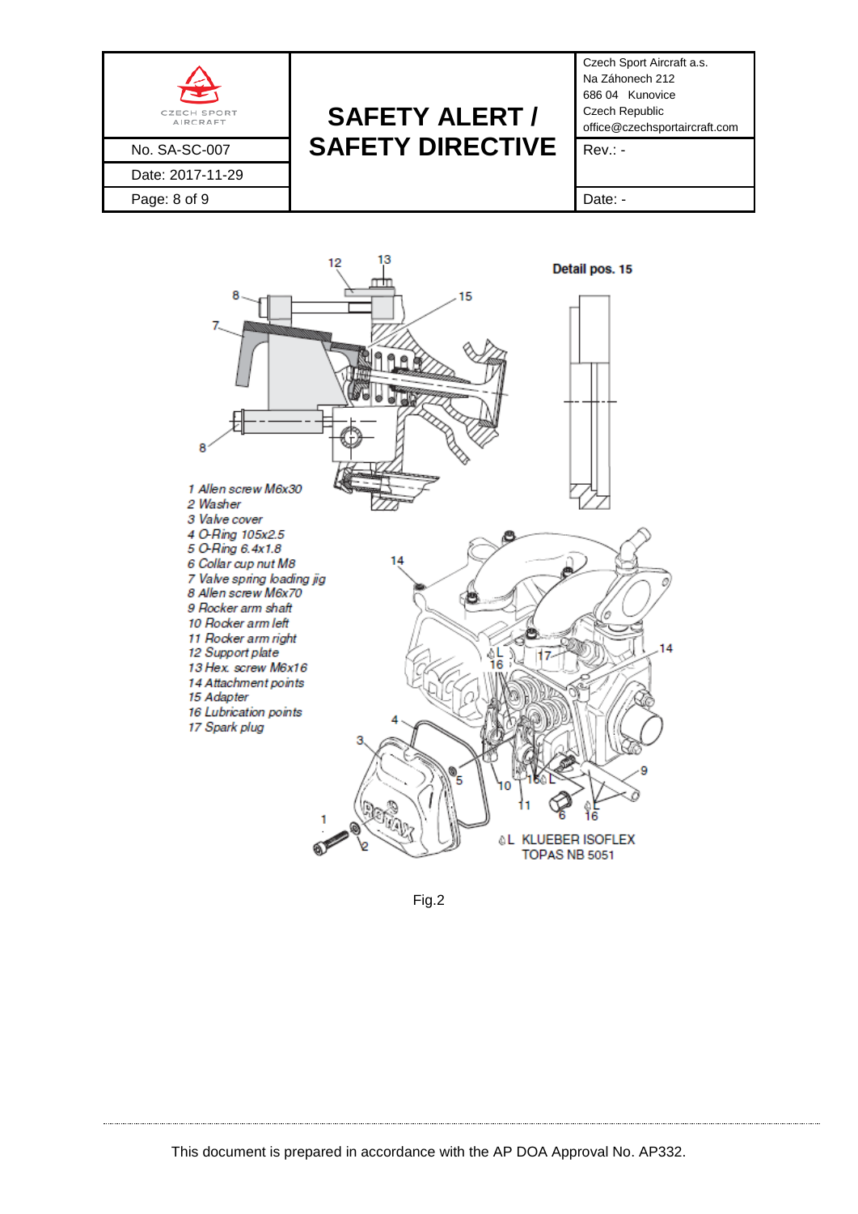Detail pos. 15

1 Allen screw M6x30
2 Washer
3 Valve cover
4 O-Ring 105x2.5
5 O-Ring 6.4x1.8
6 Collar cup nut M8
7 Valve spring loading jig
8 Allen screw M6x70
9 Rocker arm shaft
10 Rocker arm left
11 Rocker arm right
12 Support plate
13 Hex. screw M6x16
14 Attachment points
15 Adapter
16 Lubrication points
17 Spark plug

L KLUEBER ISOFLEX TOPAS NB 5051

Fig.2

This document is prepared in accordance with the AP DOA Approval No. AP332.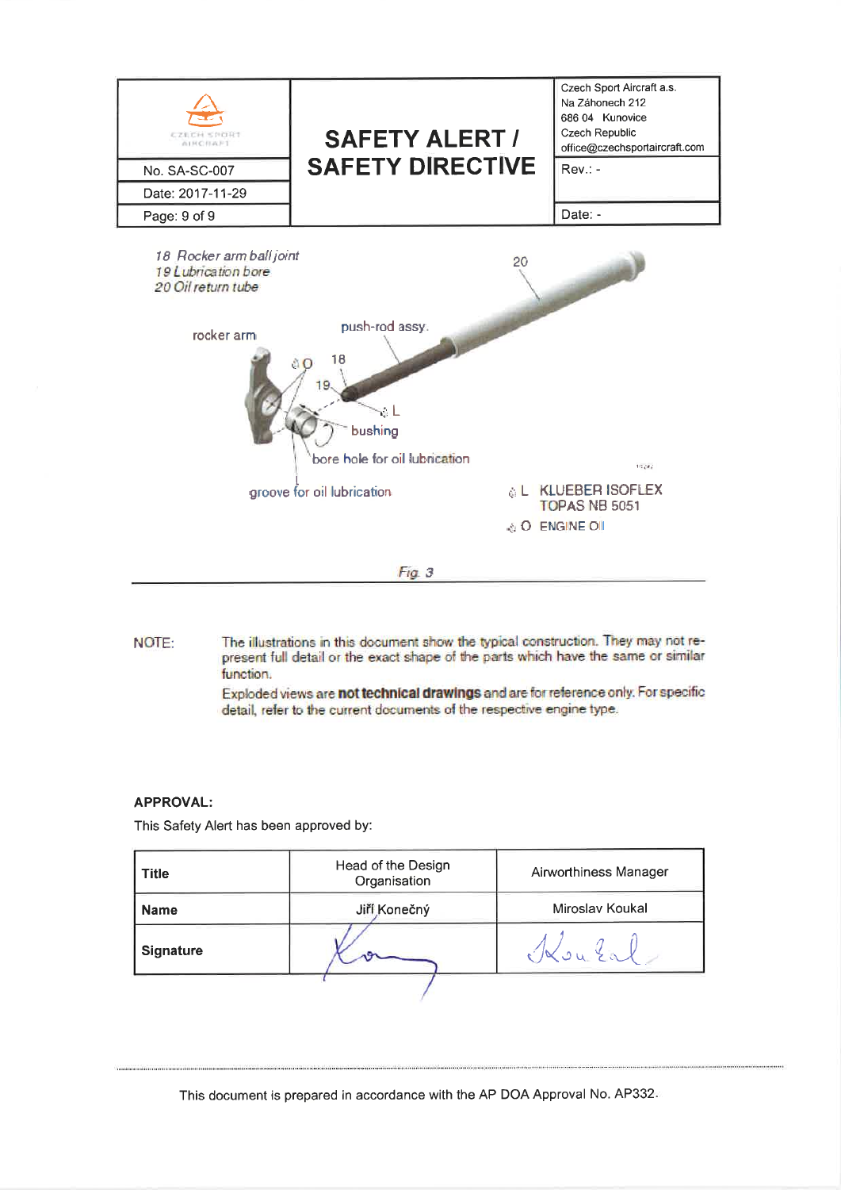18 *Rocker arm ball joint*
19 *Lubrication bore*
20 *Oil return tube*

20

rocker arm

push-rod assy.

O 18

19

L

bushing

bore hole for oil lubrication

groove for oil lubrication

L KLUEBER ISOFLEX TOPAS NB 5051

O ENGINE Oil

*Fig. 3*

NOTE: The illustrations in this document show the typical construction. They may not represent full detail or the exact shape of the parts which have the same or similar function.

Exploded views are **not technical drawings** and are for reference only. For specific detail, refer to the current documents of the respective engine type.

**APPROVAL:**

This Safety Alert has been approved by:

| | | |
|---|---|---|
| **Title** | Head of the Design Organisation | Airworthiness Manager |
| **Name** | Jiří Konečný | Miroslav Koukal |
| **Signature** | | |

This document is prepared in accordance with the AP DOA Approval No. AP332.